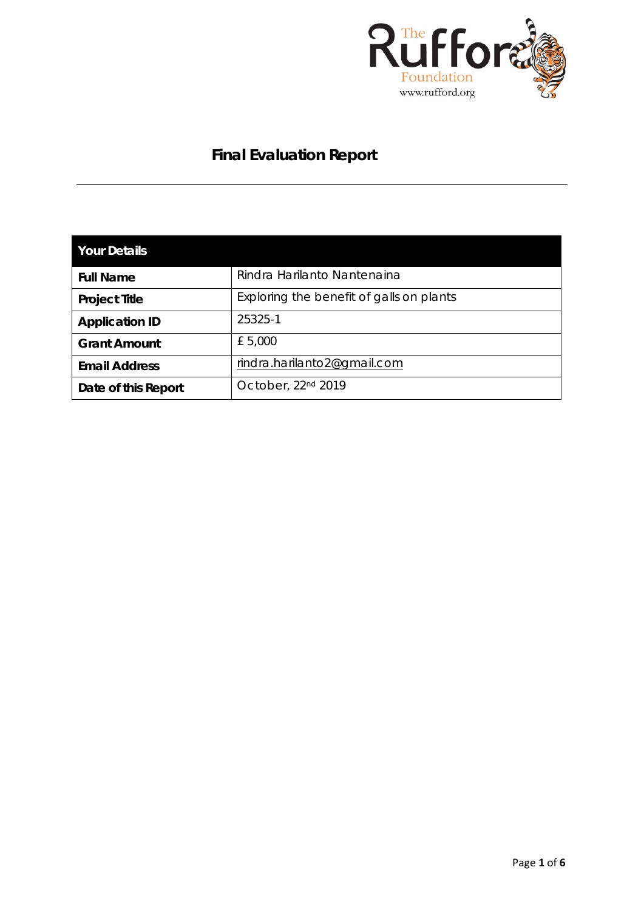# Final Evaluation Report

| Your Details | |
|---|---|
| **Full Name** | Rindra Harilanto Nantenaina |
| **Project Title** | Exploring the benefit of galls on plants |
| **Application ID** | 25325-1 |
| **Grant Amount** | £ 5,000 |
| **Email Address** | rindra.harilanto2@gmail.com |
| **Date of this Report** | October, 22nd 2019 |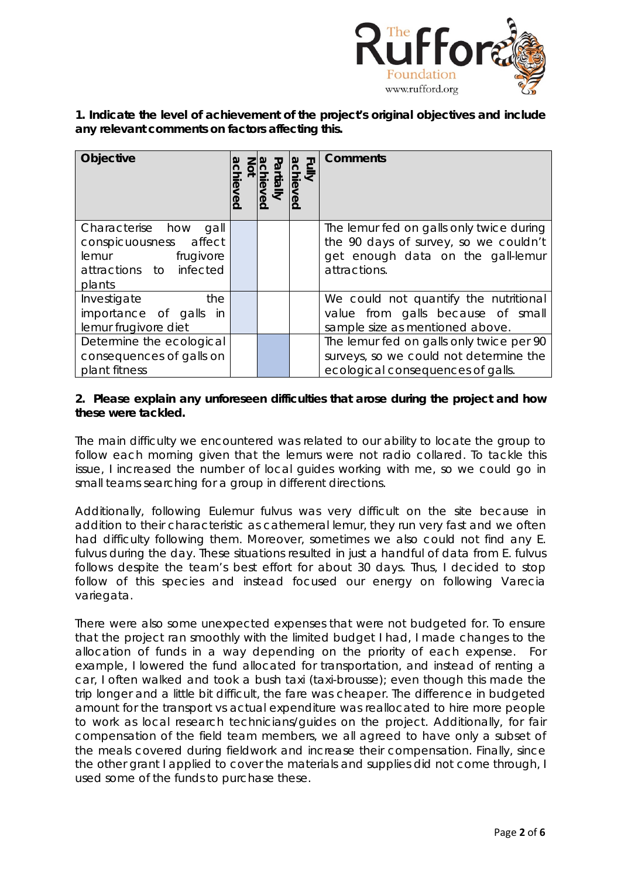**1. Indicate the level of achievement of the project's original objectives and include any relevant comments on factors affecting this.**

| Objective | Not achieved | Partially achieved | Fully achieved | Comments |
|---|---|---|---|---|
| Characterise how gall conspicuousness affect lemur frugivore attractions to infected plants | X | | | The lemur fed on galls only twice during the 90 days of survey, so we couldn't get enough data on the gall-lemur attractions. |
| Investigate the importance of galls in lemur frugivore diet | X | | | We could not quantify the nutritional value from galls because of small sample size as mentioned above. |
| Determine the ecological consequences of galls on plant fitness | | X | | The lemur fed on galls only twice per 90 surveys, so we could not determine the ecological consequences of galls. |

**2. Please explain any unforeseen difficulties that arose during the project and how these were tackled.**

The main difficulty we encountered was related to our ability to locate the group to follow each morning given that the lemurs were not radio collared. To tackle this issue, I increased the number of local guides working with me, so we could go in small teams searching for a group in different directions.

Additionally, following Eulemur fulvus was very difficult on the site because in addition to their characteristic as cathemeral lemur, they run very fast and we often had difficulty following them. Moreover, sometimes we also could not find any E. fulvus during the day. These situations resulted in just a handful of data from E. fulvus follows despite the team's best effort for about 30 days. Thus, I decided to stop follow of this species and instead focused our energy on following Varecia variegata.

There were also some unexpected expenses that were not budgeted for. To ensure that the project ran smoothly with the limited budget I had, I made changes to the allocation of funds in a way depending on the priority of each expense. For example, I lowered the fund allocated for transportation, and instead of renting a car, I often walked and took a bush taxi (taxi-brousse); even though this made the trip longer and a little bit difficult, the fare was cheaper. The difference in budgeted amount for the transport vs actual expenditure was reallocated to hire more people to work as local research technicians/guides on the project. Additionally, for fair compensation of the field team members, we all agreed to have only a subset of the meals covered during fieldwork and increase their compensation. Finally, since the other grant I applied to cover the materials and supplies did not come through, I used some of the funds to purchase these.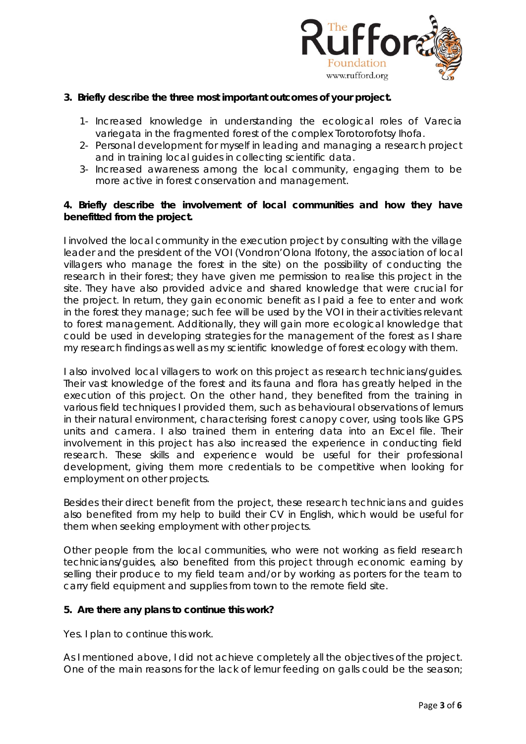**3. Briefly describe the three most important outcomes of your project.**

1- Increased knowledge in understanding the ecological roles of Varecia variegata in the fragmented forest of the complex Torotorofotsy Ihofa.
2- Personal development for myself in leading and managing a research project and in training local guides in collecting scientific data.
3- Increased awareness among the local community, engaging them to be more active in forest conservation and management.

**4. Briefly describe the involvement of local communities and how they have benefitted from the project.**

I involved the local community in the execution project by consulting with the village leader and the president of the VOI (Vondron'Olona Ifotony, the association of local villagers who manage the forest in the site) on the possibility of conducting the research in their forest; they have given me permission to realise this project in the site. They have also provided advice and shared knowledge that were crucial for the project. In return, they gain economic benefit as I paid a fee to enter and work in the forest they manage; such fee will be used by the VOI in their activities relevant to forest management. Additionally, they will gain more ecological knowledge that could be used in developing strategies for the management of the forest as I share my research findings as well as my scientific knowledge of forest ecology with them.

I also involved local villagers to work on this project as research technicians/guides. Their vast knowledge of the forest and its fauna and flora has greatly helped in the execution of this project. On the other hand, they benefited from the training in various field techniques I provided them, such as behavioural observations of lemurs in their natural environment, characterising forest canopy cover, using tools like GPS units and camera. I also trained them in entering data into an Excel file. Their involvement in this project has also increased the experience in conducting field research. These skills and experience would be useful for their professional development, giving them more credentials to be competitive when looking for employment on other projects.

Besides their direct benefit from the project, these research technicians and guides also benefited from my help to build their CV in English, which would be useful for them when seeking employment with other projects.

Other people from the local communities, who were not working as field research technicians/guides, also benefited from this project through economic earning by selling their produce to my field team and/or by working as porters for the team to carry field equipment and supplies from town to the remote field site.

**5. Are there any plans to continue this work?**

Yes. I plan to continue this work.

As I mentioned above, I did not achieve completely all the objectives of the project. One of the main reasons for the lack of lemur feeding on galls could be the season;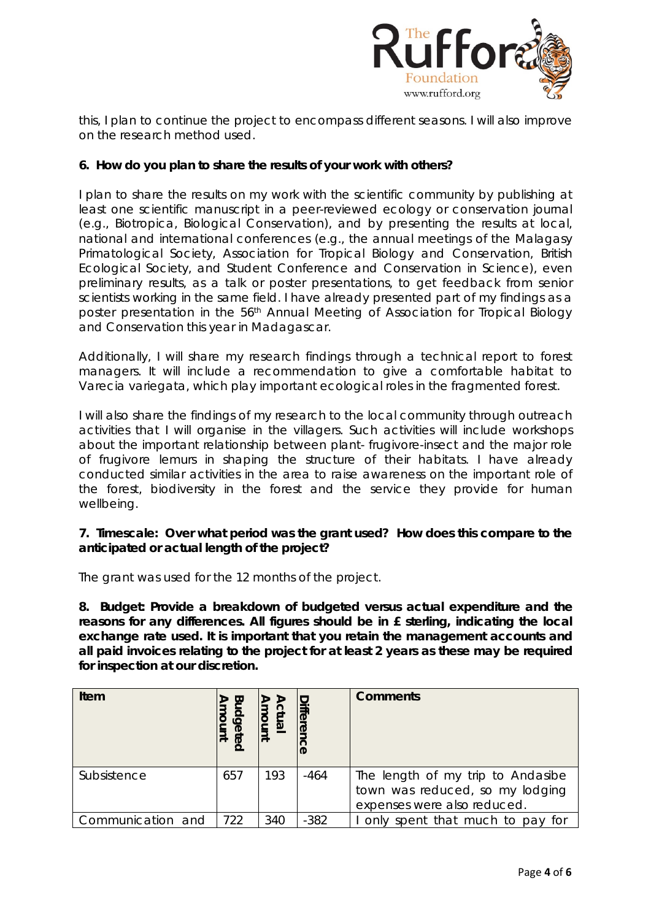this, I plan to continue the project to encompass different seasons. I will also improve on the research method used.

**6. How do you plan to share the results of your work with others?**

I plan to share the results on my work with the scientific community by publishing at least one scientific manuscript in a peer-reviewed ecology or conservation journal (e.g., Biotropica, Biological Conservation), and by presenting the results at local, national and international conferences (e.g., the annual meetings of the Malagasy Primatological Society, Association for Tropical Biology and Conservation, British Ecological Society, and Student Conference and Conservation in Science), even preliminary results, as a talk or poster presentations, to get feedback from senior scientists working in the same field. I have already presented part of my findings as a poster presentation in the 56th Annual Meeting of Association for Tropical Biology and Conservation this year in Madagascar.

Additionally, I will share my research findings through a technical report to forest managers. It will include a recommendation to give a comfortable habitat to Varecia variegata, which play important ecological roles in the fragmented forest.

I will also share the findings of my research to the local community through outreach activities that I will organise in the villagers. Such activities will include workshops about the important relationship between plant- frugivore-insect and the major role of frugivore lemurs in shaping the structure of their habitats. I have already conducted similar activities in the area to raise awareness on the important role of the forest, biodiversity in the forest and the service they provide for human wellbeing.

**7. Timescale: Over what period was the grant used? How does this compare to the anticipated or actual length of the project?**

The grant was used for the 12 months of the project.

**8. Budget: Provide a breakdown of budgeted versus actual expenditure and the reasons for any differences. All figures should be in £ sterling, indicating the local exchange rate used. It is important that you retain the management accounts and all paid invoices relating to the project for at least 2 years as these may be required for inspection at our discretion.**

| Item | Budgeted Amount | Actual Amount | Difference | Comments |
|---|---|---|---|---|
| Subsistence | 657 | 193 | -464 | The length of my trip to Andasibe town was reduced, so my lodging expenses were also reduced. |
| Communication and | 722 | 340 | -382 | I only spent that much to pay for |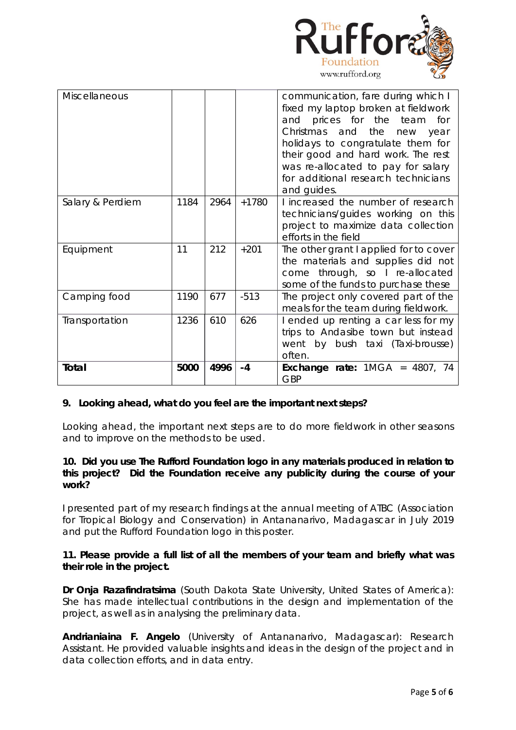| Miscellaneous | | | | communication, fare during which I fixed my laptop broken at fieldwork and prices for the team for Christmas and the new year holidays to congratulate them for their good and hard work. The rest was re-allocated to pay for salary for additional research technicians and guides. |
|---|---|---|---|---|
| Salary & Perdiem | 1184 | 2964 | +1780 | I increased the number of research technicians/guides working on this project to maximize data collection efforts in the field |
| Equipment | 11 | 212 | +201 | The other grant I applied for to cover the materials and supplies did not come through, so I re-allocated some of the funds to purchase these |
| Camping food | 1190 | 677 | -513 | The project only covered part of the meals for the team during fieldwork. |
| Transportation | 1236 | 610 | 626 | I ended up renting a car less for my trips to Andasibe town but instead went by bush taxi (Taxi-brousse) often. |
| **Total** | **5000** | **4996** | **-4** | **Exchange rate:** 1MGA = 4807, 74 GBP |

**9. Looking ahead, what do you feel are the important next steps?**

Looking ahead, the important next steps are to do more fieldwork in other seasons and to improve on the methods to be used.

**10. Did you use The Rufford Foundation logo in any materials produced in relation to this project? Did the Foundation receive any publicity during the course of your work?**

I presented part of my research findings at the annual meeting of ATBC (Association for Tropical Biology and Conservation) in Antananarivo, Madagascar in July 2019 and put the Rufford Foundation logo in this poster.

**11. Please provide a full list of all the members of your team and briefly what was their role in the project.**

**Dr Onja Razafindratsima** (South Dakota State University, United States of America): She has made intellectual contributions in the design and implementation of the project, as well as in analysing the preliminary data.

**Andrianiaina F. Angelo** (University of Antananarivo, Madagascar): Research Assistant. He provided valuable insights and ideas in the design of the project and in data collection efforts, and in data entry.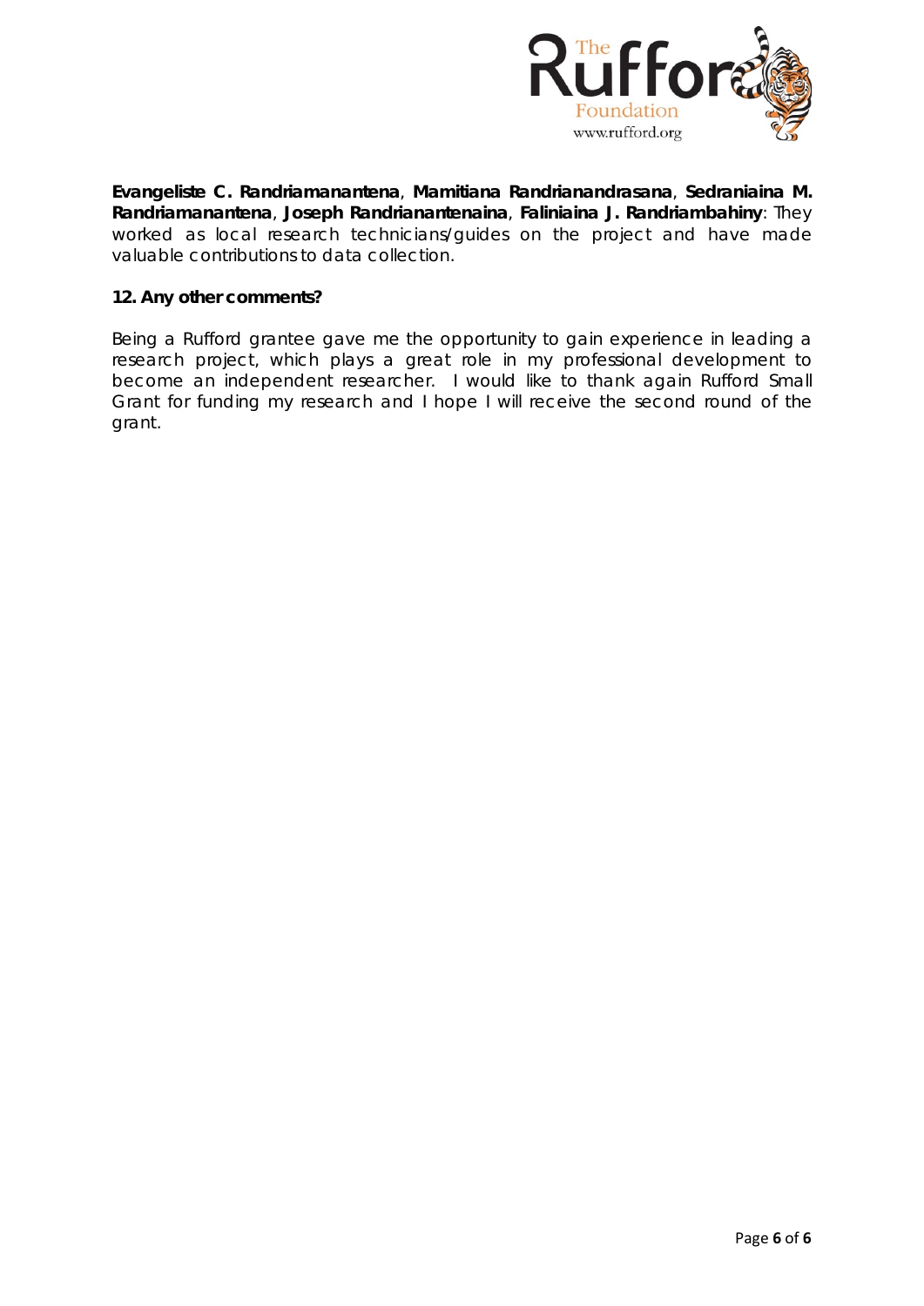**Evangeliste C. Randriamanantena**, **Mamitiana Randrianandrasana**, **Sedraniaina M. Randriamanantena**, **Joseph Randrianantenaina**, **Faliniaina J. Randriambahiny**: They worked as local research technicians/guides on the project and have made valuable contributions to data collection.

**12. Any other comments?**

Being a Rufford grantee gave me the opportunity to gain experience in leading a research project, which plays a great role in my professional development to become an independent researcher. I would like to thank again Rufford Small Grant for funding my research and I hope I will receive the second round of the grant.